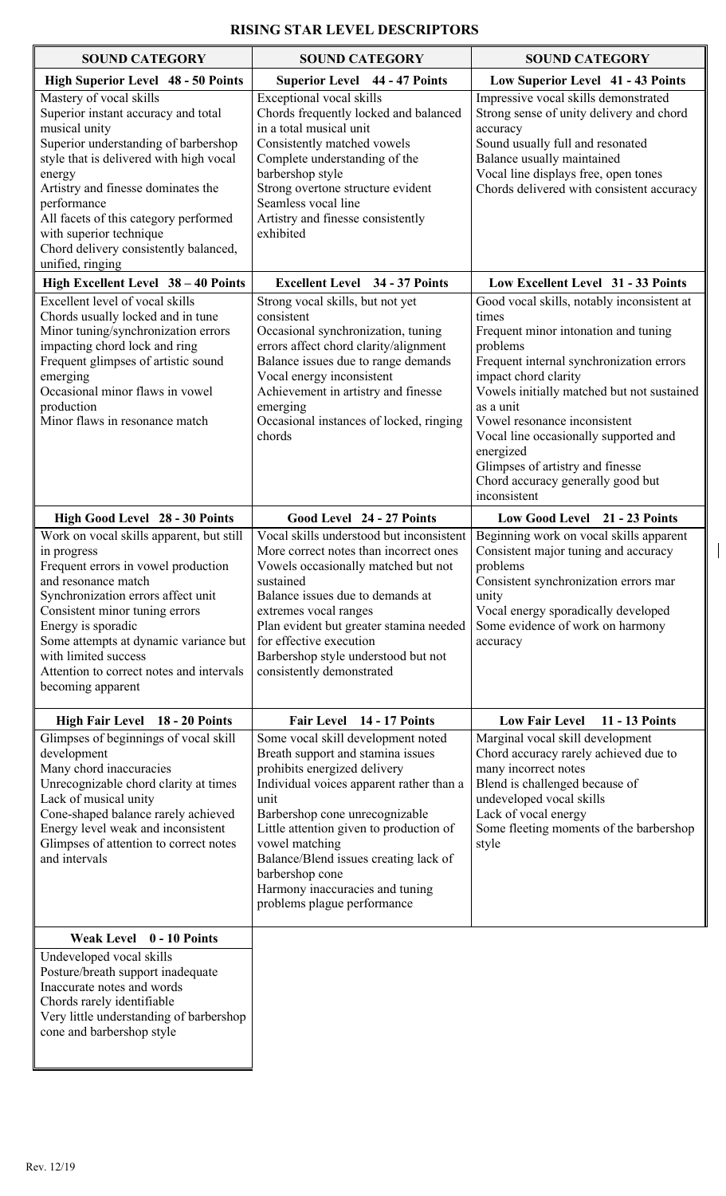# RISING STAR LEVEL DESCRIPTORS

| SOUND CATEGORY | SOUND CATEGORY | SOUND CATEGORY |
|---|---|---|
| **High Superior Level 48 - 50 Points** | **Superior Level 44 - 47 Points** | **Low Superior Level 41 - 43 Points** |
| Mastery of vocal skills<br>Superior instant accuracy and total musical unity<br>Superior understanding of barbershop style that is delivered with high vocal energy<br>Artistry and finesse dominates the performance<br>All facets of this category performed with superior technique<br>Chord delivery consistently balanced, unified, ringing | Exceptional vocal skills<br>Chords frequently locked and balanced in a total musical unit<br>Consistently matched vowels<br>Complete understanding of the barbershop style<br>Strong overtone structure evident<br>Seamless vocal line<br>Artistry and finesse consistently exhibited | Impressive vocal skills demonstrated<br>Strong sense of unity delivery and chord accuracy<br>Sound usually full and resonated<br>Balance usually maintained<br>Vocal line displays free, open tones<br>Chords delivered with consistent accuracy |
| **High Excellent Level 38 – 40 Points** | **Excellent Level 34 - 37 Points** | **Low Excellent Level 31 - 33 Points** |
| Excellent level of vocal skills<br>Chords usually locked and in tune<br>Minor tuning/synchronization errors impacting chord lock and ring<br>Frequent glimpses of artistic sound emerging<br>Occasional minor flaws in vowel production<br>Minor flaws in resonance match | Strong vocal skills, but not yet consistent<br>Occasional synchronization, tuning errors affect chord clarity/alignment<br>Balance issues due to range demands<br>Vocal energy inconsistent<br>Achievement in artistry and finesse emerging<br>Occasional instances of locked, ringing chords | Good vocal skills, notably inconsistent at times<br>Frequent minor intonation and tuning problems<br>Frequent internal synchronization errors impact chord clarity<br>Vowels initially matched but not sustained as a unit<br>Vowel resonance inconsistent<br>Vocal line occasionally supported and energized<br>Glimpses of artistry and finesse<br>Chord accuracy generally good but inconsistent |
| **High Good Level 28 - 30 Points** | **Good Level 24 - 27 Points** | **Low Good Level 21 - 23 Points** |
| Work on vocal skills apparent, but still in progress<br>Frequent errors in vowel production and resonance match<br>Synchronization errors affect unit<br>Consistent minor tuning errors<br>Energy is sporadic<br>Some attempts at dynamic variance but with limited success<br>Attention to correct notes and intervals becoming apparent | Vocal skills understood but inconsistent<br>More correct notes than incorrect ones<br>Vowels occasionally matched but not sustained<br>Balance issues due to demands at extremes vocal ranges<br>Plan evident but greater stamina needed for effective execution<br>Barbershop style understood but not consistently demonstrated | Beginning work on vocal skills apparent<br>Consistent major tuning and accuracy problems<br>Consistent synchronization errors mar unity<br>Vocal energy sporadically developed<br>Some evidence of work on harmony accuracy |
| **High Fair Level 18 - 20 Points** | **Fair Level 14 - 17 Points** | **Low Fair Level 11 - 13 Points** |
| Glimpses of beginnings of vocal skill development<br>Many chord inaccuracies<br>Unrecognizable chord clarity at times<br>Lack of musical unity<br>Cone-shaped balance rarely achieved<br>Energy level weak and inconsistent<br>Glimpses of attention to correct notes and intervals | Some vocal skill development noted<br>Breath support and stamina issues prohibits energized delivery<br>Individual voices apparent rather than a unit<br>Barbershop cone unrecognizable<br>Little attention given to production of vowel matching<br>Balance/Blend issues creating lack of barbershop cone<br>Harmony inaccuracies and tuning problems plague performance | Marginal vocal skill development<br>Chord accuracy rarely achieved due to many incorrect notes<br>Blend is challenged because of undeveloped vocal skills<br>Lack of vocal energy<br>Some fleeting moments of the barbershop style |
| **Weak Level 0 - 10 Points** | | |
| Undeveloped vocal skills<br>Posture/breath support inadequate<br>Inaccurate notes and words<br>Chords rarely identifiable<br>Very little understanding of barbershop cone and barbershop style | | |

Rev. 12/19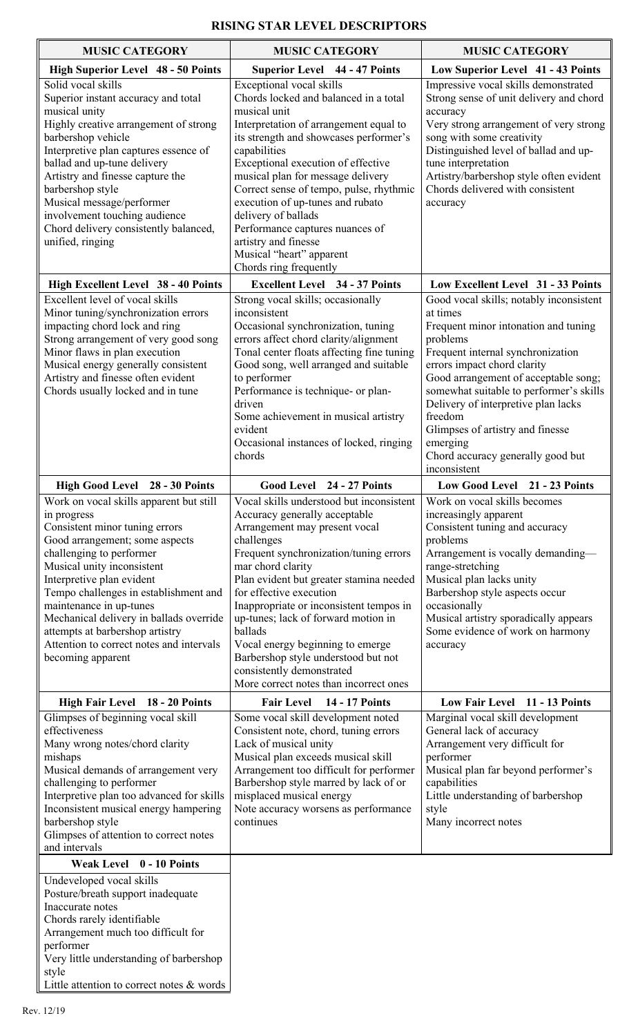# RISING STAR LEVEL DESCRIPTORS

| MUSIC CATEGORY | MUSIC CATEGORY | MUSIC CATEGORY |
|---|---|---|
| **High Superior Level 48 - 50 Points** | **Superior Level 44 - 47 Points** | **Low Superior Level 41 - 43 Points** |
| Solid vocal skills<br>Superior instant accuracy and total musical unity<br>Highly creative arrangement of strong barbershop vehicle<br>Interpretive plan captures essence of ballad and up-tune delivery<br>Artistry and finesse capture the barbershop style<br>Musical message/performer involvement touching audience<br>Chord delivery consistently balanced, unified, ringing | Exceptional vocal skills<br>Chords locked and balanced in a total musical unit<br>Interpretation of arrangement equal to its strength and showcases performer's capabilities<br>Exceptional execution of effective musical plan for message delivery<br>Correct sense of tempo, pulse, rhythmic execution of up-tunes and rubato delivery of ballads<br>Performance captures nuances of artistry and finesse<br>Musical "heart" apparent<br>Chords ring frequently | Impressive vocal skills demonstrated<br>Strong sense of unit delivery and chord accuracy<br>Very strong arrangement of very strong song with some creativity<br>Distinguished level of ballad and up-tune interpretation<br>Artistry/barbershop style often evident<br>Chords delivered with consistent accuracy |
| **High Excellent Level 38 - 40 Points** | **Excellent Level 34 - 37 Points** | **Low Excellent Level 31 - 33 Points** |
| Excellent level of vocal skills<br>Minor tuning/synchronization errors impacting chord lock and ring<br>Strong arrangement of very good song<br>Minor flaws in plan execution<br>Musical energy generally consistent<br>Artistry and finesse often evident<br>Chords usually locked and in tune | Strong vocal skills; occasionally inconsistent<br>Occasional synchronization, tuning errors affect chord clarity/alignment<br>Tonal center floats affecting fine tuning<br>Good song, well arranged and suitable to performer<br>Performance is technique- or plan-driven<br>Some achievement in musical artistry evident<br>Occasional instances of locked, ringing chords | Good vocal skills; notably inconsistent at times<br>Frequent minor intonation and tuning problems<br>Frequent internal synchronization errors impact chord clarity<br>Good arrangement of acceptable song; somewhat suitable to performer's skills<br>Delivery of interpretive plan lacks freedom<br>Glimpses of artistry and finesse emerging<br>Chord accuracy generally good but inconsistent |
| **High Good Level 28 - 30 Points** | **Good Level 24 - 27 Points** | **Low Good Level 21 - 23 Points** |
| Work on vocal skills apparent but still in progress<br>Consistent minor tuning errors<br>Good arrangement; some aspects challenging to performer<br>Musical unity inconsistent<br>Interpretive plan evident<br>Tempo challenges in establishment and maintenance in up-tunes<br>Mechanical delivery in ballads override attempts at barbershop artistry<br>Attention to correct notes and intervals becoming apparent | Vocal skills understood but inconsistent<br>Accuracy generally acceptable<br>Arrangement may present vocal challenges<br>Frequent synchronization/tuning errors mar chord clarity<br>Plan evident but greater stamina needed for effective execution<br>Inappropriate or inconsistent tempos in up-tunes; lack of forward motion in ballads<br>Vocal energy beginning to emerge<br>Barbershop style understood but not consistently demonstrated<br>More correct notes than incorrect ones | Work on vocal skills becomes increasingly apparent<br>Consistent tuning and accuracy problems<br>Arrangement is vocally demanding—range-stretching<br>Musical plan lacks unity<br>Barbershop style aspects occur occasionally<br>Musical artistry sporadically appears<br>Some evidence of work on harmony accuracy |
| **High Fair Level 18 - 20 Points** | **Fair Level 14 - 17 Points** | **Low Fair Level 11 - 13 Points** |
| Glimpses of beginning vocal skill effectiveness<br>Many wrong notes/chord clarity mishaps<br>Musical demands of arrangement very challenging to performer<br>Interpretive plan too advanced for skills<br>Inconsistent musical energy hampering barbershop style<br>Glimpses of attention to correct notes and intervals | Some vocal skill development noted<br>Consistent note, chord, tuning errors<br>Lack of musical unity<br>Musical plan exceeds musical skill<br>Arrangement too difficult for performer<br>Barbershop style marred by lack of or misplaced musical energy<br>Note accuracy worsens as performance continues | Marginal vocal skill development<br>General lack of accuracy<br>Arrangement very difficult for performer<br>Musical plan far beyond performer's capabilities<br>Little understanding of barbershop style<br>Many incorrect notes |
| **Weak Level 0 - 10 Points** | | |
| Undeveloped vocal skills<br>Posture/breath support inadequate<br>Inaccurate notes<br>Chords rarely identifiable<br>Arrangement much too difficult for performer<br>Very little understanding of barbershop style<br>Little attention to correct notes & words | | |

Rev. 12/19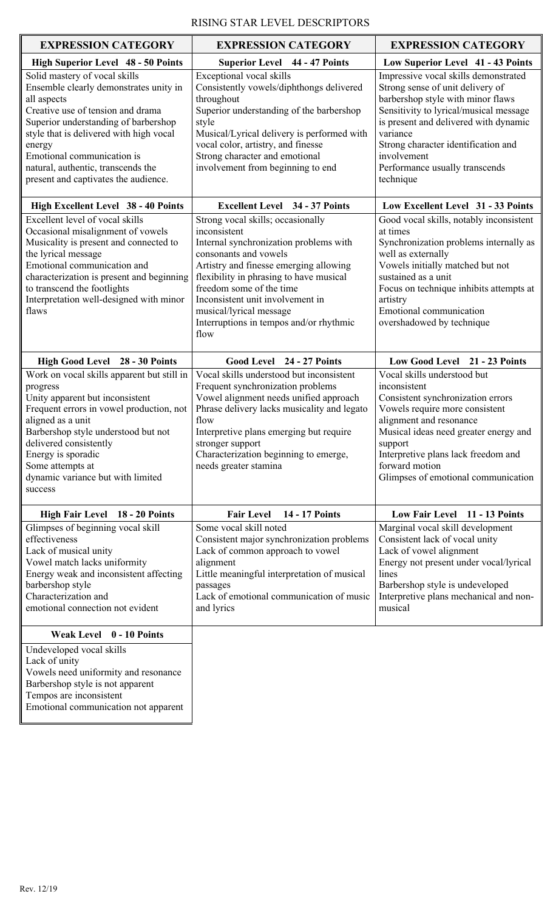# RISING STAR LEVEL DESCRIPTORS

| EXPRESSION CATEGORY | EXPRESSION CATEGORY | EXPRESSION CATEGORY |
|---|---|---|
| **High Superior Level 48 - 50 Points** | **Superior Level 44 - 47 Points** | **Low Superior Level 41 - 43 Points** |
| Solid mastery of vocal skills<br>Ensemble clearly demonstrates unity in all aspects<br>Creative use of tension and drama<br>Superior understanding of barbershop style that is delivered with high vocal energy<br>Emotional communication is natural, authentic, transcends the present and captivates the audience. | Exceptional vocal skills<br>Consistently vowels/diphthongs delivered throughout<br>Superior understanding of the barbershop style<br>Musical/Lyrical delivery is performed with vocal color, artistry, and finesse<br>Strong character and emotional involvement from beginning to end | Impressive vocal skills demonstrated<br>Strong sense of unit delivery of barbershop style with minor flaws<br>Sensitivity to lyrical/musical message is present and delivered with dynamic variance<br>Strong character identification and involvement<br>Performance usually transcends technique |
| **High Excellent Level 38 - 40 Points** | **Excellent Level 34 - 37 Points** | **Low Excellent Level 31 - 33 Points** |
| Excellent level of vocal skills<br>Occasional misalignment of vowels<br>Musicality is present and connected to the lyrical message<br>Emotional communication and characterization is present and beginning to transcend the footlights<br>Interpretation well-designed with minor flaws | Strong vocal skills; occasionally inconsistent<br>Internal synchronization problems with consonants and vowels<br>Artistry and finesse emerging allowing flexibility in phrasing to have musical freedom some of the time<br>Inconsistent unit involvement in musical/lyrical message<br>Interruptions in tempos and/or rhythmic flow | Good vocal skills, notably inconsistent at times<br>Synchronization problems internally as well as externally<br>Vowels initially matched but not sustained as a unit<br>Focus on technique inhibits attempts at artistry<br>Emotional communication overshadowed by technique |
| **High Good Level 28 - 30 Points** | **Good Level 24 - 27 Points** | **Low Good Level 21 - 23 Points** |
| Work on vocal skills apparent but still in progress<br>Unity apparent but inconsistent<br>Frequent errors in vowel production, not aligned as a unit<br>Barbershop style understood but not delivered consistently<br>Energy is sporadic<br>Some attempts at dynamic variance but with limited success | Vocal skills understood but inconsistent<br>Frequent synchronization problems<br>Vowel alignment needs unified approach<br>Phrase delivery lacks musicality and legato flow<br>Interpretive plans emerging but require stronger support<br>Characterization beginning to emerge, needs greater stamina | Vocal skills understood but inconsistent<br>Consistent synchronization errors<br>Vowels require more consistent alignment and resonance<br>Musical ideas need greater energy and support<br>Interpretive plans lack freedom and forward motion<br>Glimpses of emotional communication |
| **High Fair Level 18 - 20 Points** | **Fair Level 14 - 17 Points** | **Low Fair Level 11 - 13 Points** |
| Glimpses of beginning vocal skill effectiveness<br>Lack of musical unity<br>Vowel match lacks uniformity<br>Energy weak and inconsistent affecting barbershop style<br>Characterization and emotional connection not evident | Some vocal skill noted<br>Consistent major synchronization problems<br>Lack of common approach to vowel alignment<br>Little meaningful interpretation of musical passages<br>Lack of emotional communication of music and lyrics | Marginal vocal skill development<br>Consistent lack of vocal unity<br>Lack of vowel alignment<br>Energy not present under vocal/lyrical lines<br>Barbershop style is undeveloped<br>Interpretive plans mechanical and non-musical |
| **Weak Level 0 - 10 Points** | | |
| Undeveloped vocal skills<br>Lack of unity<br>Vowels need uniformity and resonance<br>Barbershop style is not apparent<br>Tempos are inconsistent<br>Emotional communication not apparent | | |

Rev. 12/19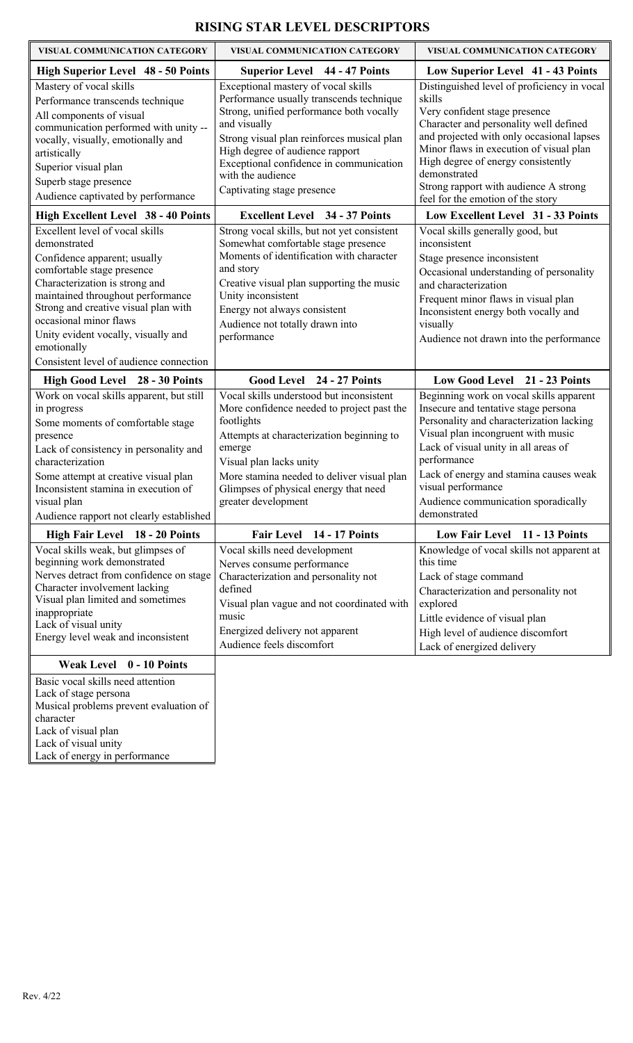# RISING STAR LEVEL DESCRIPTORS

| VISUAL COMMUNICATION CATEGORY | VISUAL COMMUNICATION CATEGORY | VISUAL COMMUNICATION CATEGORY |
|---|---|---|
| **High Superior Level 48 - 50 Points** | **Superior Level 44 - 47 Points** | **Low Superior Level 41 - 43 Points** |
| Mastery of vocal skills<br>Performance transcends technique<br>All components of visual communication performed with unity -- vocally, visually, emotionally and artistically<br>Superior visual plan<br>Superb stage presence<br>Audience captivated by performance | Exceptional mastery of vocal skills<br>Performance usually transcends technique<br>Strong, unified performance both vocally and visually<br>Strong visual plan reinforces musical plan<br>High degree of audience rapport<br>Exceptional confidence in communication with the audience<br>Captivating stage presence | Distinguished level of proficiency in vocal skills<br>Very confident stage presence<br>Character and personality well defined and projected with only occasional lapses<br>Minor flaws in execution of visual plan<br>High degree of energy consistently demonstrated<br>Strong rapport with audience A strong feel for the emotion of the story |
| **High Excellent Level 38 - 40 Points** | **Excellent Level 34 - 37 Points** | **Low Excellent Level 31 - 33 Points** |
| Excellent level of vocal skills demonstrated<br>Confidence apparent; usually comfortable stage presence<br>Characterization is strong and maintained throughout performance<br>Strong and creative visual plan with occasional minor flaws<br>Unity evident vocally, visually and emotionally<br>Consistent level of audience connection | Strong vocal skills, but not yet consistent<br>Somewhat comfortable stage presence<br>Moments of identification with character and story<br>Creative visual plan supporting the music<br>Unity inconsistent<br>Energy not always consistent<br>Audience not totally drawn into performance | Vocal skills generally good, but inconsistent<br>Stage presence inconsistent<br>Occasional understanding of personality and characterization<br>Frequent minor flaws in visual plan<br>Inconsistent energy both vocally and visually<br>Audience not drawn into the performance |
| **High Good Level 28 - 30 Points** | **Good Level 24 - 27 Points** | **Low Good Level 21 - 23 Points** |
| Work on vocal skills apparent, but still in progress<br>Some moments of comfortable stage presence<br>Lack of consistency in personality and characterization<br>Some attempt at creative visual plan<br>Inconsistent stamina in execution of visual plan<br>Audience rapport not clearly established | Vocal skills understood but inconsistent<br>More confidence needed to project past the footlights<br>Attempts at characterization beginning to emerge<br>Visual plan lacks unity<br>More stamina needed to deliver visual plan<br>Glimpses of physical energy that need greater development | Beginning work on vocal skills apparent<br>Insecure and tentative stage persona<br>Personality and characterization lacking<br>Visual plan incongruent with music<br>Lack of visual unity in all areas of performance<br>Lack of energy and stamina causes weak visual performance<br>Audience communication sporadically demonstrated |
| **High Fair Level 18 - 20 Points** | **Fair Level 14 - 17 Points** | **Low Fair Level 11 - 13 Points** |
| Vocal skills weak, but glimpses of beginning work demonstrated<br>Nerves detract from confidence on stage<br>Character involvement lacking<br>Visual plan limited and sometimes inappropriate<br>Lack of visual unity<br>Energy level weak and inconsistent | Vocal skills need development<br>Nerves consume performance<br>Characterization and personality not defined<br>Visual plan vague and not coordinated with music<br>Energized delivery not apparent<br>Audience feels discomfort | Knowledge of vocal skills not apparent at this time<br>Lack of stage command<br>Characterization and personality not explored<br>Little evidence of visual plan<br>High level of audience discomfort<br>Lack of energized delivery |
| **Weak Level 0 - 10 Points** | | |
| Basic vocal skills need attention<br>Lack of stage persona<br>Musical problems prevent evaluation of character<br>Lack of visual plan<br>Lack of visual unity<br>Lack of energy in performance | | |

Rev. 4/22